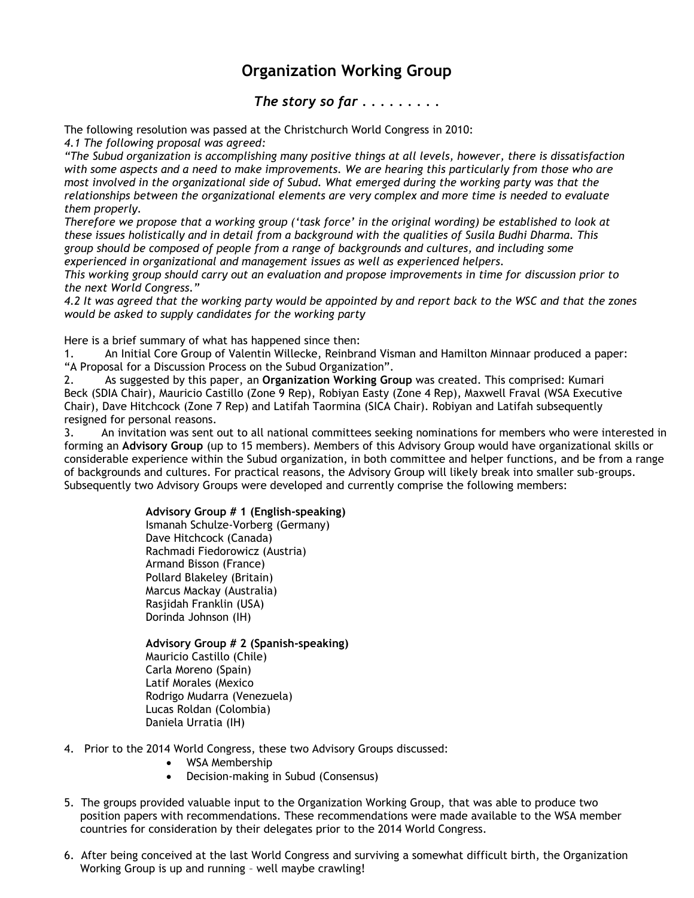# Organization Working Group

## *The story so far . . . . . . . . .*

The following resolution was passed at the Christchurch World Congress in 2010:

*4.1 The following proposal was agreed:*

*"The Subud organization is accomplishing many positive things at all levels, however, there is dissatisfaction with some aspects and a need to make improvements. We are hearing this particularly from those who are most involved in the organizational side of Subud. What emerged during the working party was that the relationships between the organizational elements are very complex and more time is needed to evaluate them properly.*

*Therefore we propose that a working group ('task force' in the original wording) be established to look at these issues holistically and in detail from a background with the qualities of Susila Budhi Dharma. This group should be composed of people from a range of backgrounds and cultures, and including some experienced in organizational and management issues as well as experienced helpers.*

*This working group should carry out an evaluation and propose improvements in time for discussion prior to the next World Congress."*

*4.2 It was agreed that the working party would be appointed by and report back to the WSC and that the zones would be asked to supply candidates for the working party*

Here is a brief summary of what has happened since then:

1. An Initial Core Group of Valentin Willecke, Reinbrand Visman and Hamilton Minnaar produced a paper: "A Proposal for a Discussion Process on the Subud Organization".
2. As suggested by this paper, an **Organization Working Group** was created. This comprised: Kumari Beck (SDIA Chair), Mauricio Castillo (Zone 9 Rep), Robiyan Easty (Zone 4 Rep), Maxwell Fraval (WSA Executive Chair), Dave Hitchcock (Zone 7 Rep) and Latifah Taormina (SICA Chair). Robiyan and Latifah subsequently resigned for personal reasons.
3. An invitation was sent out to all national committees seeking nominations for members who were interested in forming an **Advisory Group** (up to 15 members). Members of this Advisory Group would have organizational skills or considerable experience within the Subud organization, in both committee and helper functions, and be from a range of backgrounds and cultures. For practical reasons, the Advisory Group will likely break into smaller sub-groups. Subsequently two Advisory Groups were developed and currently comprise the following members:

   **Advisory Group # 1 (English-speaking)**
   Ismanah Schulze-Vorberg (Germany)
   Dave Hitchcock (Canada)
   Rachmadi Fiedorowicz (Austria)
   Armand Bisson (France)
   Pollard Blakeley (Britain)
   Marcus Mackay (Australia)
   Rasjidah Franklin (USA)
   Dorinda Johnson (IH)

   **Advisory Group # 2 (Spanish-speaking)**
   Mauricio Castillo (Chile)
   Carla Moreno (Spain)
   Latif Morales (Mexico
   Rodrigo Mudarra (Venezuela)
   Lucas Roldan (Colombia)
   Daniela Urratia (IH)

4. Prior to the 2014 World Congress, these two Advisory Groups discussed:
   - WSA Membership
   - Decision-making in Subud (Consensus)

5. The groups provided valuable input to the Organization Working Group, that was able to produce two position papers with recommendations. These recommendations were made available to the WSA member countries for consideration by their delegates prior to the 2014 World Congress.

6. After being conceived at the last World Congress and surviving a somewhat difficult birth, the Organization Working Group is up and running – well maybe crawling!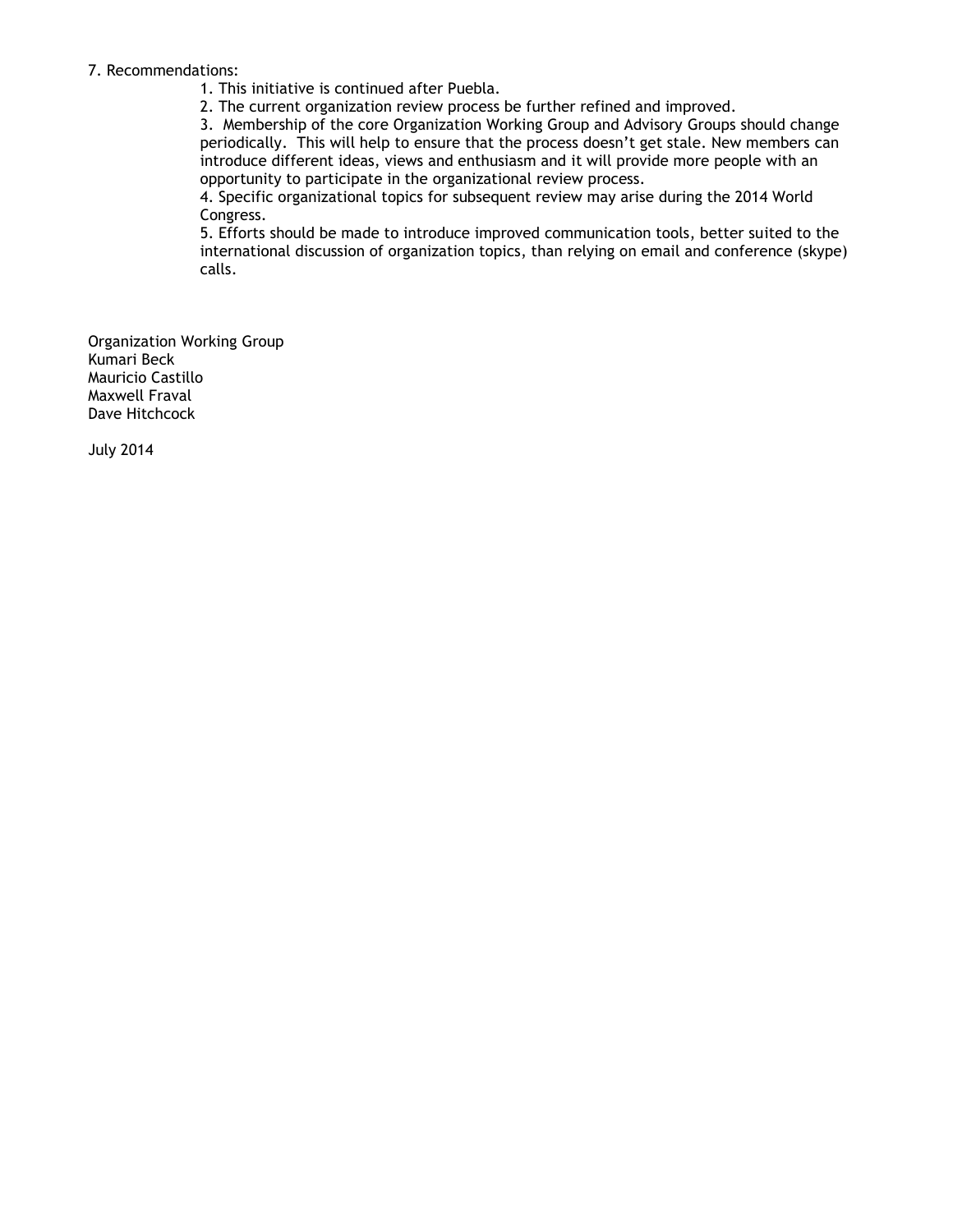7. Recommendations:

1. This initiative is continued after Puebla.
2. The current organization review process be further refined and improved.
3. Membership of the core Organization Working Group and Advisory Groups should change periodically. This will help to ensure that the process doesn't get stale. New members can introduce different ideas, views and enthusiasm and it will provide more people with an opportunity to participate in the organizational review process.
4. Specific organizational topics for subsequent review may arise during the 2014 World Congress.
5. Efforts should be made to introduce improved communication tools, better suited to the international discussion of organization topics, than relying on email and conference (skype) calls.

Organization Working Group
Kumari Beck
Mauricio Castillo
Maxwell Fraval
Dave Hitchcock

July 2014